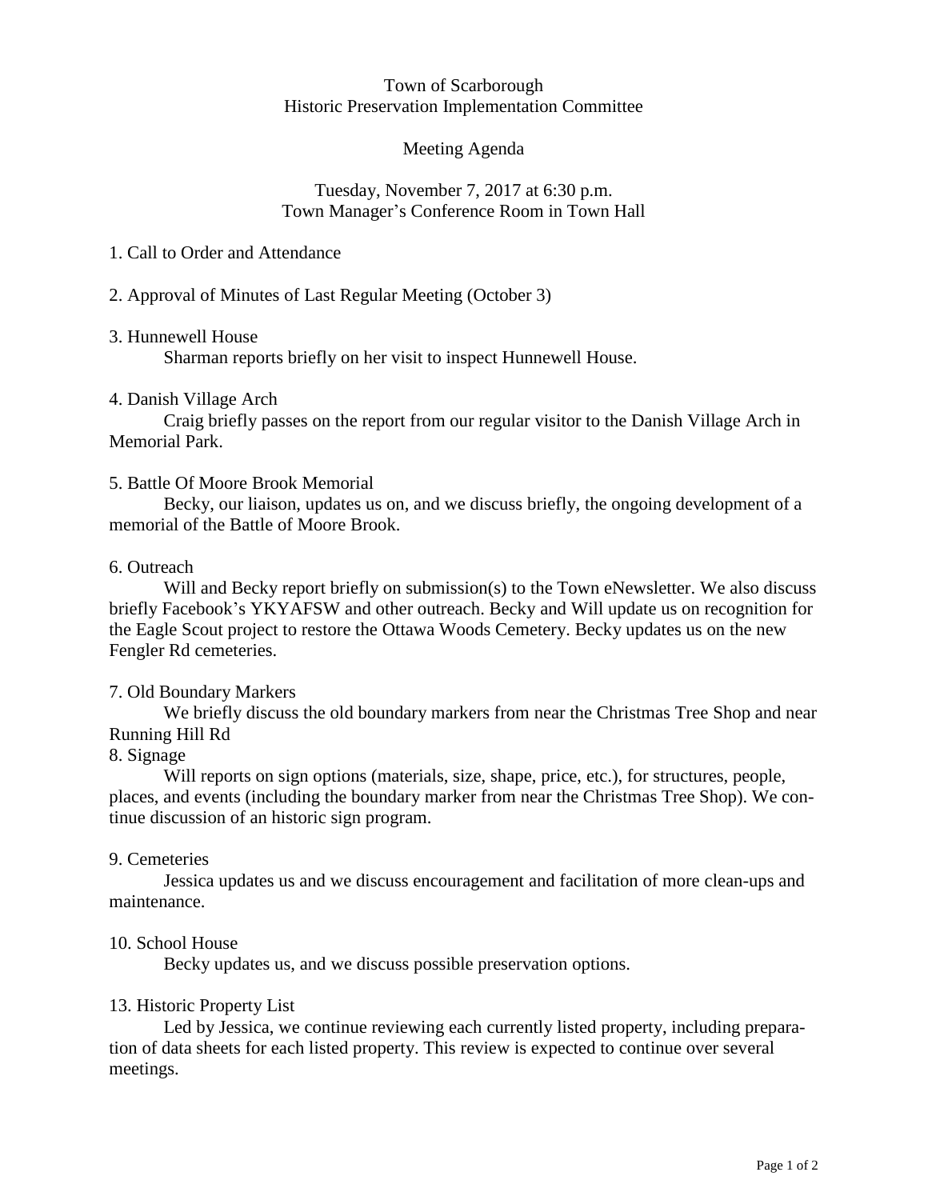Town of Scarborough
Historic Preservation Implementation Committee

Meeting Agenda

Tuesday, November 7, 2017 at 6:30 p.m.
Town Manager's Conference Room in Town Hall

1. Call to Order and Attendance

2. Approval of Minutes of Last Regular Meeting (October 3)

3. Hunnewell House

Sharman reports briefly on her visit to inspect Hunnewell House.

4. Danish Village Arch

Craig briefly passes on the report from our regular visitor to the Danish Village Arch in Memorial Park.

5. Battle Of Moore Brook Memorial

Becky, our liaison, updates us on, and we discuss briefly, the ongoing development of a memorial of the Battle of Moore Brook.

6. Outreach

Will and Becky report briefly on submission(s) to the Town eNewsletter. We also discuss briefly Facebook's YKYAFSW and other outreach. Becky and Will update us on recognition for the Eagle Scout project to restore the Ottawa Woods Cemetery. Becky updates us on the new Fengler Rd cemeteries.

7. Old Boundary Markers

We briefly discuss the old boundary markers from near the Christmas Tree Shop and near Running Hill Rd

8. Signage

Will reports on sign options (materials, size, shape, price, etc.), for structures, people, places, and events (including the boundary marker from near the Christmas Tree Shop). We continue discussion of an historic sign program.

9. Cemeteries

Jessica updates us and we discuss encouragement and facilitation of more clean-ups and maintenance.

10. School House

Becky updates us, and we discuss possible preservation options.

13. Historic Property List

Led by Jessica, we continue reviewing each currently listed property, including preparation of data sheets for each listed property. This review is expected to continue over several meetings.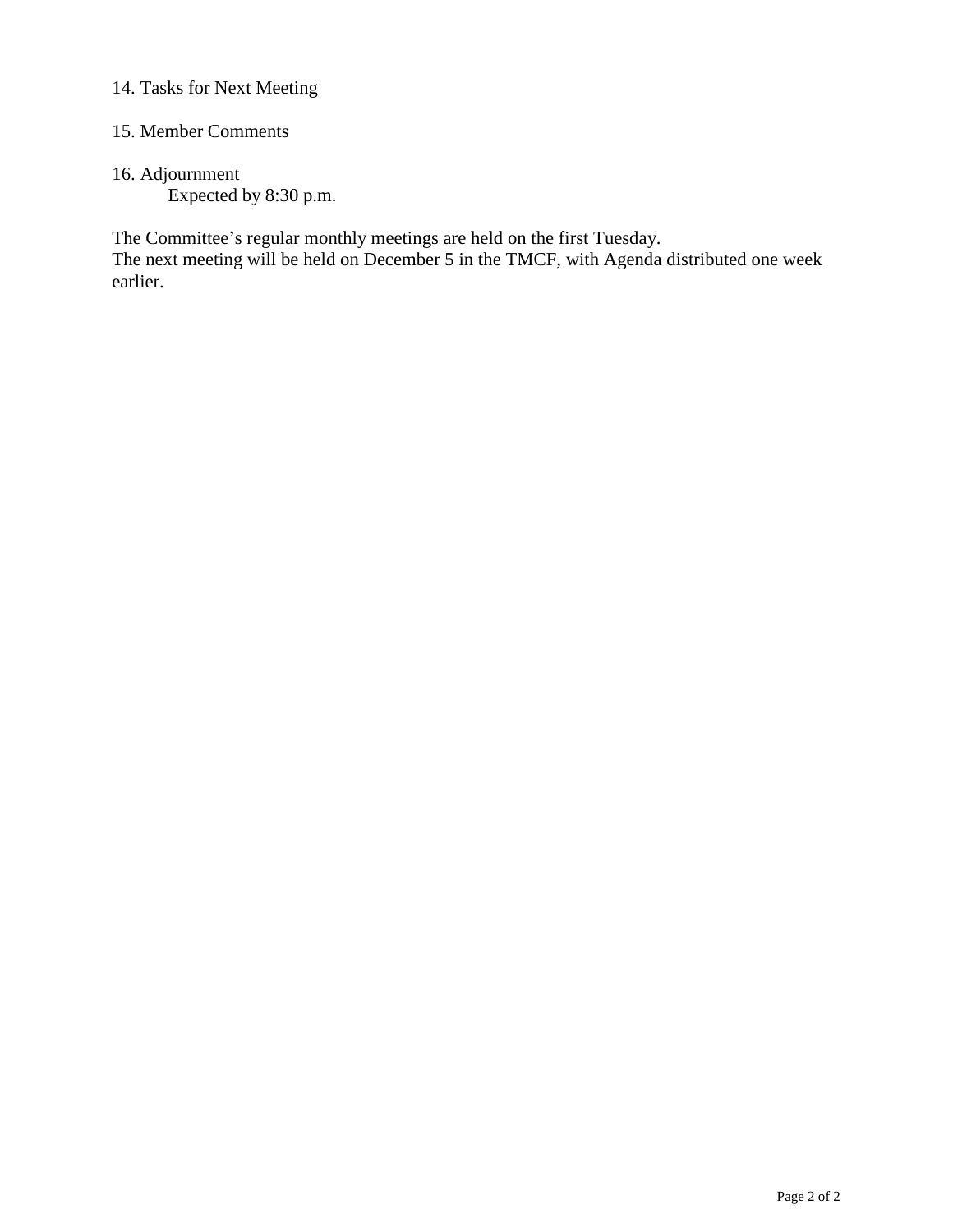14. Tasks for Next Meeting

15. Member Comments

16. Adjournment
    Expected by 8:30 p.m.

The Committee's regular monthly meetings are held on the first Tuesday.
The next meeting will be held on December 5 in the TMCF, with Agenda distributed one week earlier.